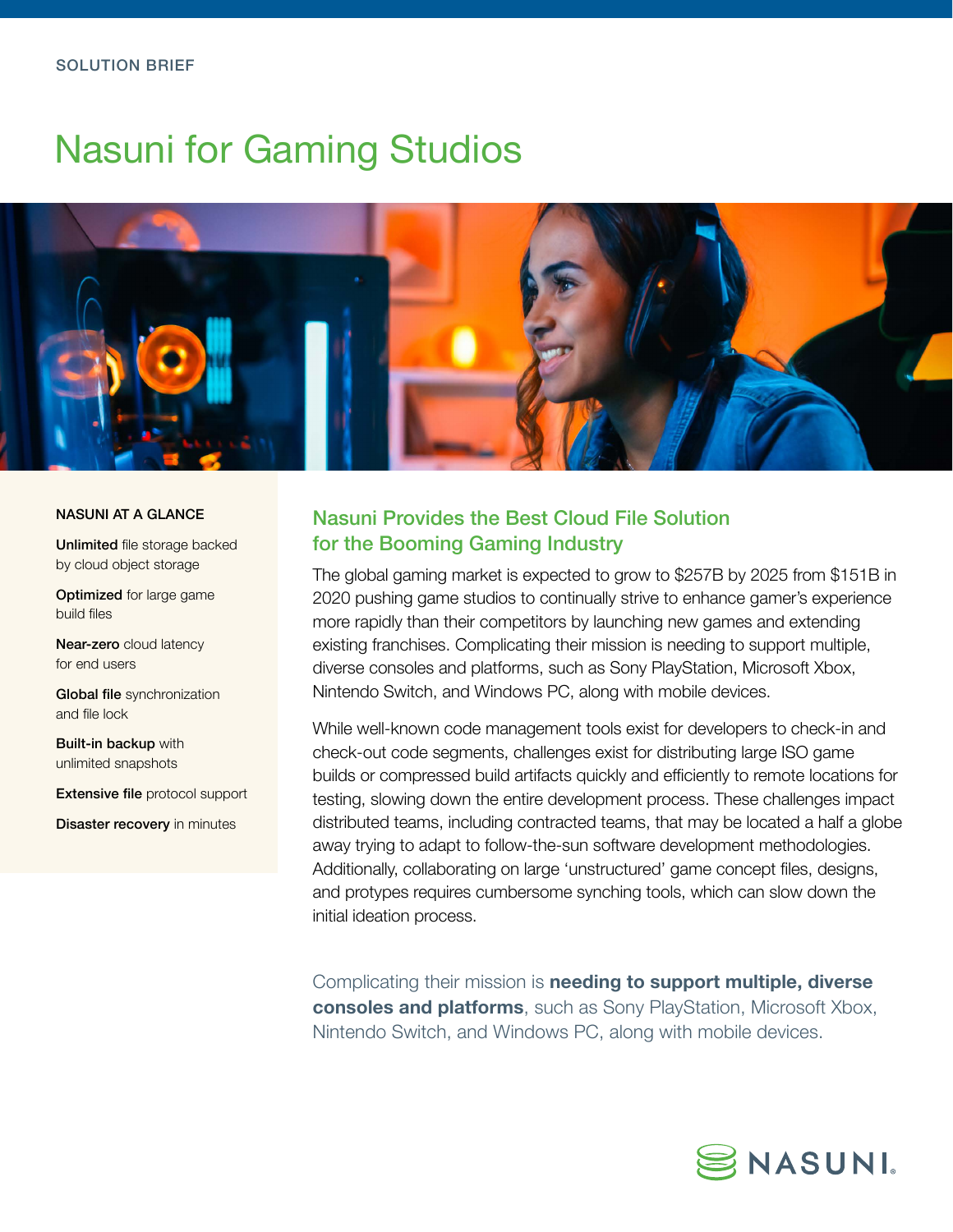SOLUTION BRIEF

# Nasuni for Gaming Studios

### NASUNI AT A GLANCE

**Unlimited** file storage backed by cloud object storage

**Optimized** for large game build files

**Near-zero** cloud latency for end users

**Global file** synchronization and file lock

**Built-in backup** with unlimited snapshots

**Extensive file** protocol support

**Disaster recovery** in minutes

## Nasuni Provides the Best Cloud File Solution for the Booming Gaming Industry

The global gaming market is expected to grow to $257B by 2025 from $151B in 2020 pushing game studios to continually strive to enhance gamer's experience more rapidly than their competitors by launching new games and extending existing franchises. Complicating their mission is needing to support multiple, diverse consoles and platforms, such as Sony PlayStation, Microsoft Xbox, Nintendo Switch, and Windows PC, along with mobile devices.

While well-known code management tools exist for developers to check-in and check-out code segments, challenges exist for distributing large ISO game builds or compressed build artifacts quickly and efficiently to remote locations for testing, slowing down the entire development process. These challenges impact distributed teams, including contracted teams, that may be located a half a globe away trying to adapt to follow-the-sun software development methodologies. Additionally, collaborating on large 'unstructured' game concept files, designs, and protypes requires cumbersome synching tools, which can slow down the initial ideation process.

Complicating their mission is **needing to support multiple, diverse consoles and platforms**, such as Sony PlayStation, Microsoft Xbox, Nintendo Switch, and Windows PC, along with mobile devices.

NASUNI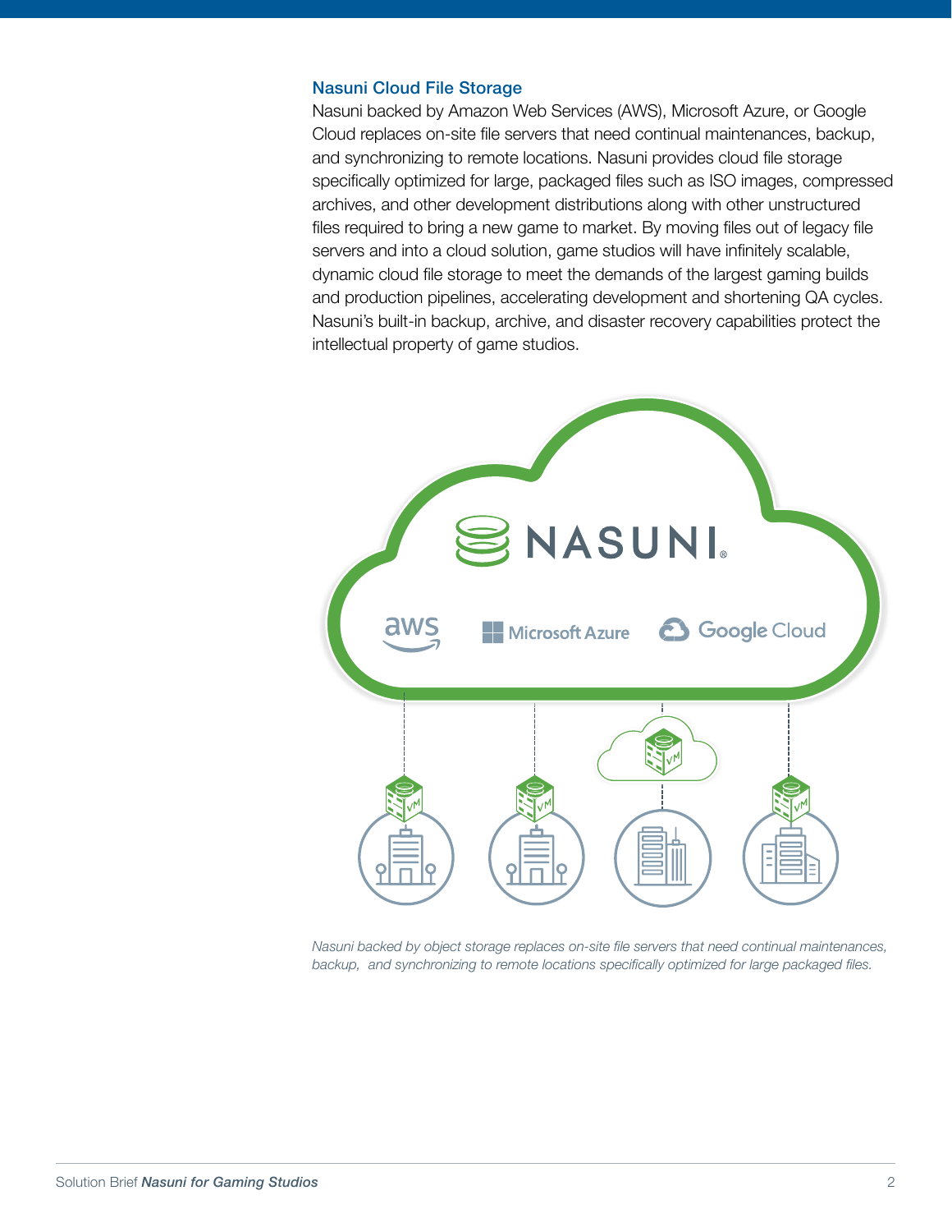## Nasuni Cloud File Storage

Nasuni backed by Amazon Web Services (AWS), Microsoft Azure, or Google Cloud replaces on-site file servers that need continual maintenances, backup, and synchronizing to remote locations. Nasuni provides cloud file storage specifically optimized for large, packaged files such as ISO images, compressed archives, and other development distributions along with other unstructured files required to bring a new game to market. By moving files out of legacy file servers and into a cloud solution, game studios will have infinitely scalable, dynamic cloud file storage to meet the demands of the largest gaming builds and production pipelines, accelerating development and shortening QA cycles. Nasuni's built-in backup, archive, and disaster recovery capabilities protect the intellectual property of game studios.

*Nasuni backed by object storage replaces on-site file servers that need continual maintenances, backup, and synchronizing to remote locations specifically optimized for large packaged files.*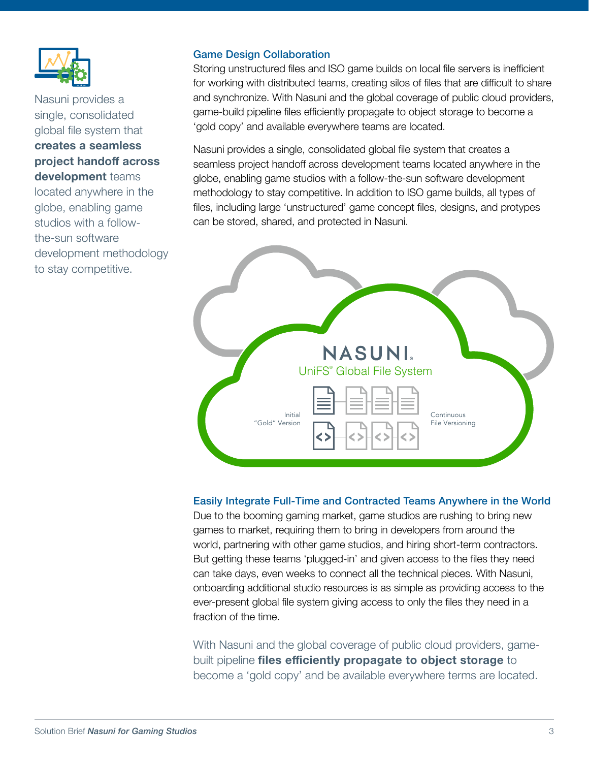Nasuni provides a single, consolidated global file system that **creates a seamless project handoff across development** teams located anywhere in the globe, enabling game studios with a follow-the-sun software development methodology to stay competitive.

## Game Design Collaboration

Storing unstructured files and ISO game builds on local file servers is inefficient for working with distributed teams, creating silos of files that are difficult to share and synchronize. With Nasuni and the global coverage of public cloud providers, game-build pipeline files efficiently propagate to object storage to become a 'gold copy' and available everywhere teams are located.

Nasuni provides a single, consolidated global file system that creates a seamless project handoff across development teams located anywhere in the globe, enabling game studios with a follow-the-sun software development methodology to stay competitive. In addition to ISO game builds, all types of files, including large 'unstructured' game concept files, designs, and protypes can be stored, shared, and protected in Nasuni.

NASUNI
UniFS® Global File System

Initial "Gold" Version

Continuous File Versioning

## Easily Integrate Full-Time and Contracted Teams Anywhere in the World

Due to the booming gaming market, game studios are rushing to bring new games to market, requiring them to bring in developers from around the world, partnering with other game studios, and hiring short-term contractors. But getting these teams 'plugged-in' and given access to the files they need can take days, even weeks to connect all the technical pieces. With Nasuni, onboarding additional studio resources is as simple as providing access to the ever-present global file system giving access to only the files they need in a fraction of the time.

With Nasuni and the global coverage of public cloud providers, game-built pipeline **files efficiently propagate to object storage** to become a 'gold copy' and be available everywhere terms are located.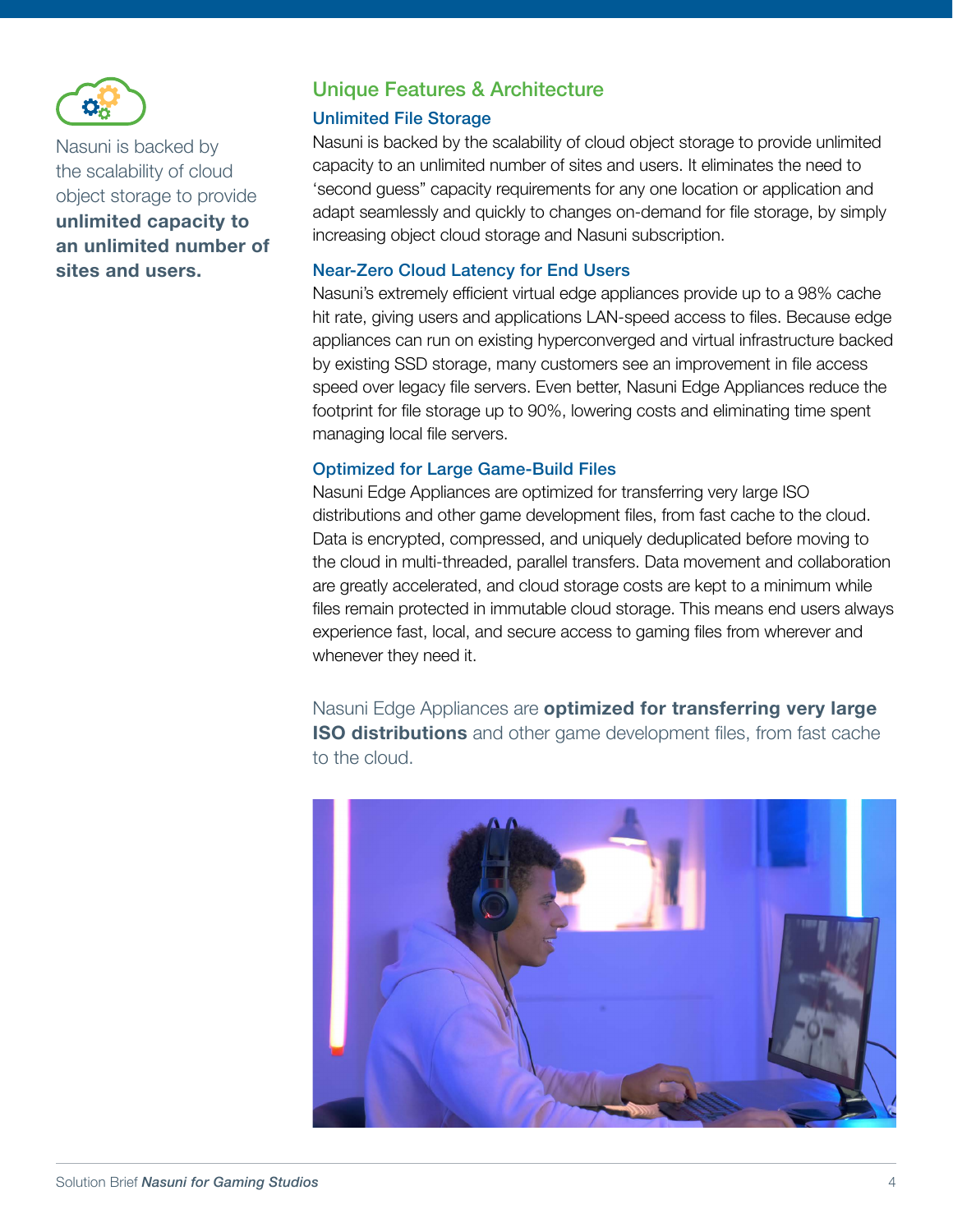Nasuni is backed by the scalability of cloud object storage to provide **unlimited capacity to an unlimited number of sites and users.**

## Unique Features & Architecture

### Unlimited File Storage

Nasuni is backed by the scalability of cloud object storage to provide unlimited capacity to an unlimited number of sites and users. It eliminates the need to 'second guess" capacity requirements for any one location or application and adapt seamlessly and quickly to changes on-demand for file storage, by simply increasing object cloud storage and Nasuni subscription.

### Near-Zero Cloud Latency for End Users

Nasuni's extremely efficient virtual edge appliances provide up to a 98% cache hit rate, giving users and applications LAN-speed access to files. Because edge appliances can run on existing hyperconverged and virtual infrastructure backed by existing SSD storage, many customers see an improvement in file access speed over legacy file servers. Even better, Nasuni Edge Appliances reduce the footprint for file storage up to 90%, lowering costs and eliminating time spent managing local file servers.

### Optimized for Large Game-Build Files

Nasuni Edge Appliances are optimized for transferring very large ISO distributions and other game development files, from fast cache to the cloud. Data is encrypted, compressed, and uniquely deduplicated before moving to the cloud in multi-threaded, parallel transfers. Data movement and collaboration are greatly accelerated, and cloud storage costs are kept to a minimum while files remain protected in immutable cloud storage. This means end users always experience fast, local, and secure access to gaming files from wherever and whenever they need it.

Nasuni Edge Appliances are **optimized for transferring very large ISO distributions** and other game development files, from fast cache to the cloud.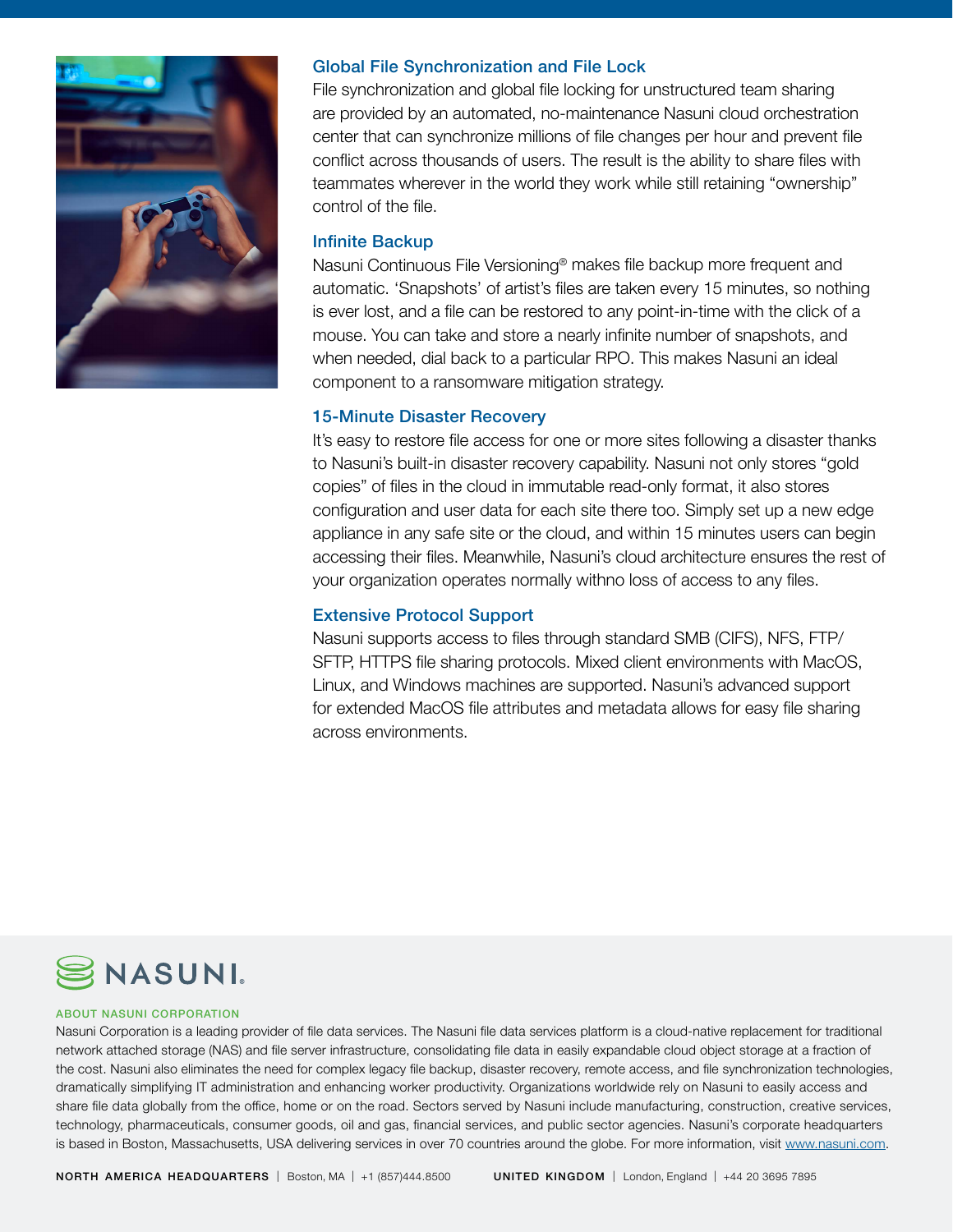### Global File Synchronization and File Lock

File synchronization and global file locking for unstructured team sharing are provided by an automated, no-maintenance Nasuni cloud orchestration center that can synchronize millions of file changes per hour and prevent file conflict across thousands of users. The result is the ability to share files with teammates wherever in the world they work while still retaining "ownership" control of the file.

### Infinite Backup

Nasuni Continuous File Versioning® makes file backup more frequent and automatic. 'Snapshots' of artist's files are taken every 15 minutes, so nothing is ever lost, and a file can be restored to any point-in-time with the click of a mouse. You can take and store a nearly infinite number of snapshots, and when needed, dial back to a particular RPO. This makes Nasuni an ideal component to a ransomware mitigation strategy.

### 15-Minute Disaster Recovery

It's easy to restore file access for one or more sites following a disaster thanks to Nasuni's built-in disaster recovery capability. Nasuni not only stores "gold copies" of files in the cloud in immutable read-only format, it also stores configuration and user data for each site there too. Simply set up a new edge appliance in any safe site or the cloud, and within 15 minutes users can begin accessing their files. Meanwhile, Nasuni's cloud architecture ensures the rest of your organization operates normally withno loss of access to any files.

### Extensive Protocol Support

Nasuni supports access to files through standard SMB (CIFS), NFS, FTP/SFTP, HTTPS file sharing protocols. Mixed client environments with MacOS, Linux, and Windows machines are supported. Nasuni's advanced support for extended MacOS file attributes and metadata allows for easy file sharing across environments.

NASUNI.

#### ABOUT NASUNI CORPORATION

Nasuni Corporation is a leading provider of file data services. The Nasuni file data services platform is a cloud-native replacement for traditional network attached storage (NAS) and file server infrastructure, consolidating file data in easily expandable cloud object storage at a fraction of the cost. Nasuni also eliminates the need for complex legacy file backup, disaster recovery, remote access, and file synchronization technologies, dramatically simplifying IT administration and enhancing worker productivity. Organizations worldwide rely on Nasuni to easily access and share file data globally from the office, home or on the road. Sectors served by Nasuni include manufacturing, construction, creative services, technology, pharmaceuticals, consumer goods, oil and gas, financial services, and public sector agencies. Nasuni's corporate headquarters is based in Boston, Massachusetts, USA delivering services in over 70 countries around the globe. For more information, visit www.nasuni.com.

**NORTH AMERICA HEADQUARTERS** | Boston, MA | +1 (857)444.8500 **UNITED KINGDOM** | London, England | +44 20 3695 7895